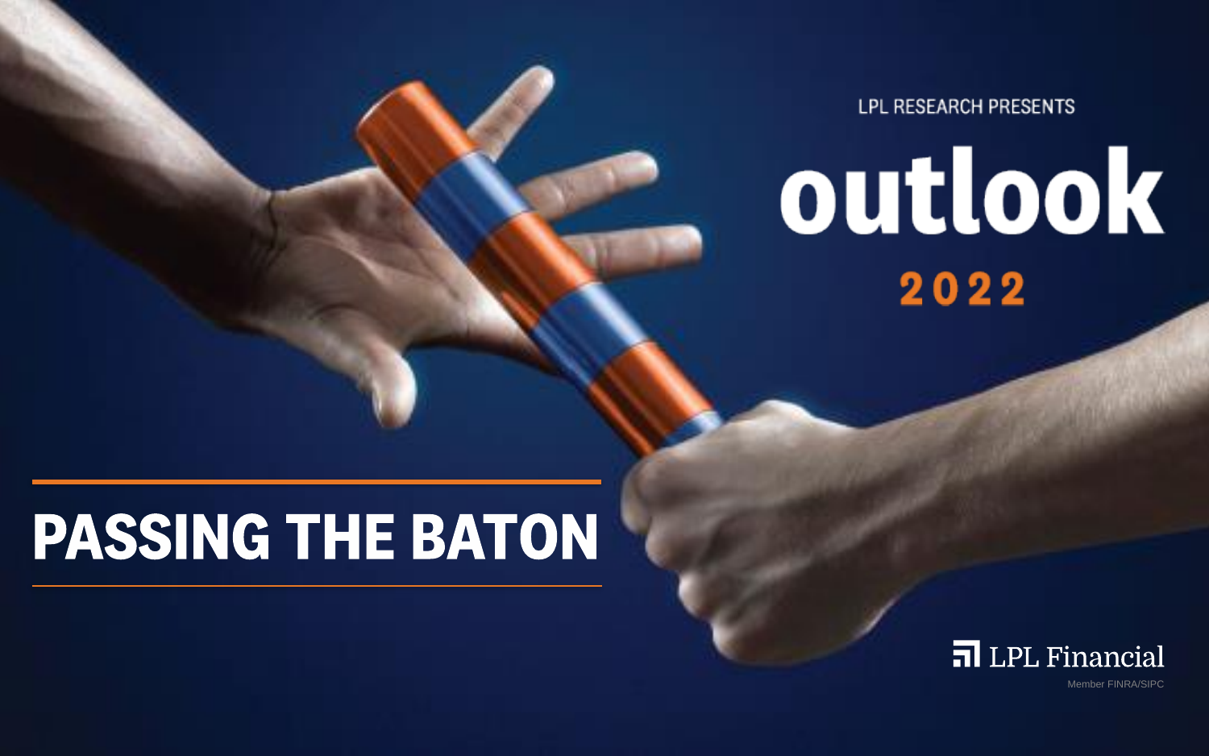LPL RESEARCH PRESENTS

# outlook

## 2022

# PASSING THE BATON

LPL Financial

Member FINRA/SIPC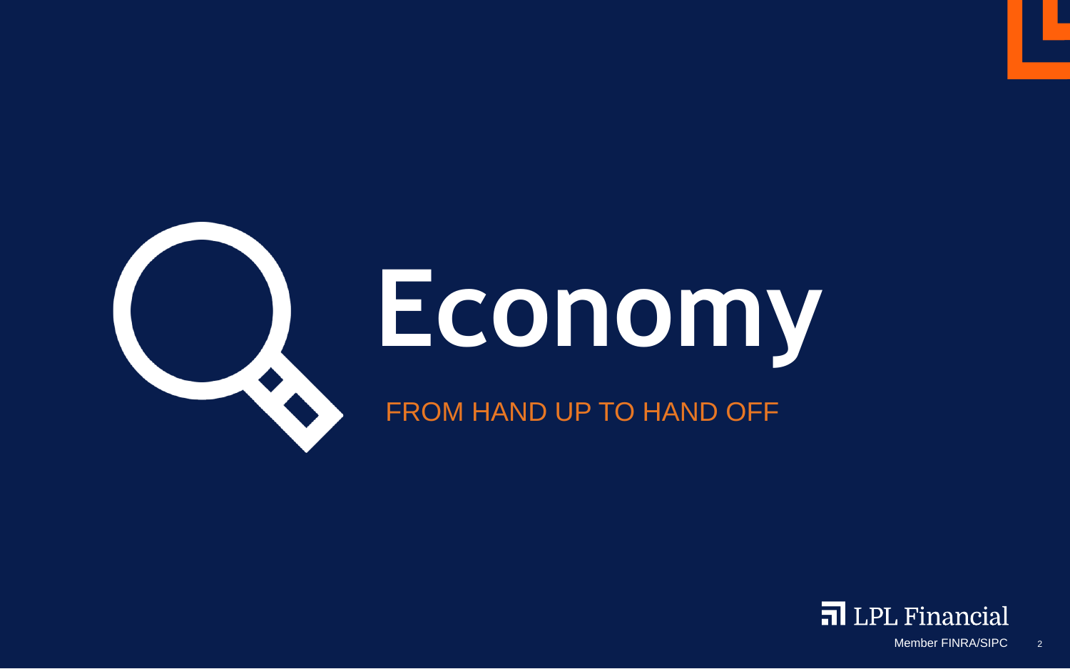# Economy

FROM HAND UP TO HAND OFF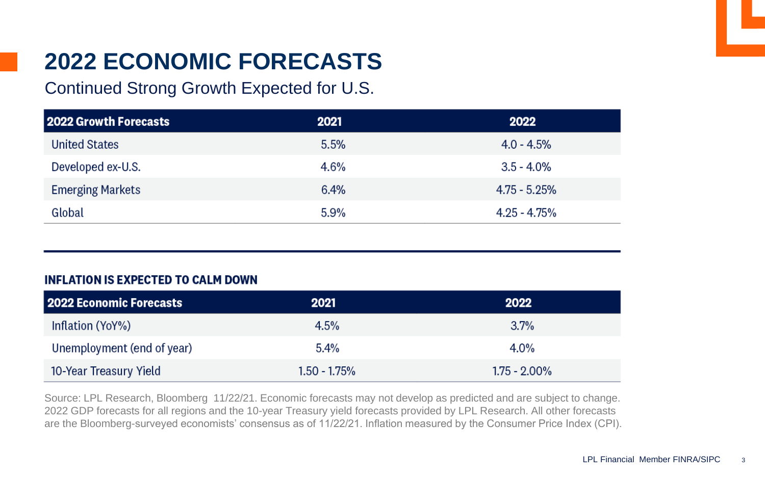# 2022 ECONOMIC FORECASTS

Continued Strong Growth Expected for U.S.

| 2022 Growth Forecasts | 2021 | 2022 |
|---|---|---|
| United States | 5.5% | 4.0 - 4.5% |
| Developed ex-U.S. | 4.6% | 3.5 - 4.0% |
| Emerging Markets | 6.4% | 4.75 - 5.25% |
| Global | 5.9% | 4.25 - 4.75% |

### INFLATION IS EXPECTED TO CALM DOWN

| 2022 Economic Forecasts | 2021 | 2022 |
|---|---|---|
| Inflation (YoY%) | 4.5% | 3.7% |
| Unemployment (end of year) | 5.4% | 4.0% |
| 10-Year Treasury Yield | 1.50 - 1.75% | 1.75 - 2.00% |

Source: LPL Research, Bloomberg 11/22/21. Economic forecasts may not develop as predicted and are subject to change. 2022 GDP forecasts for all regions and the 10-year Treasury yield forecasts provided by LPL Research. All other forecasts are the Bloomberg-surveyed economists' consensus as of 11/22/21. Inflation measured by the Consumer Price Index (CPI).

LPL Financial Member FINRA/SIPC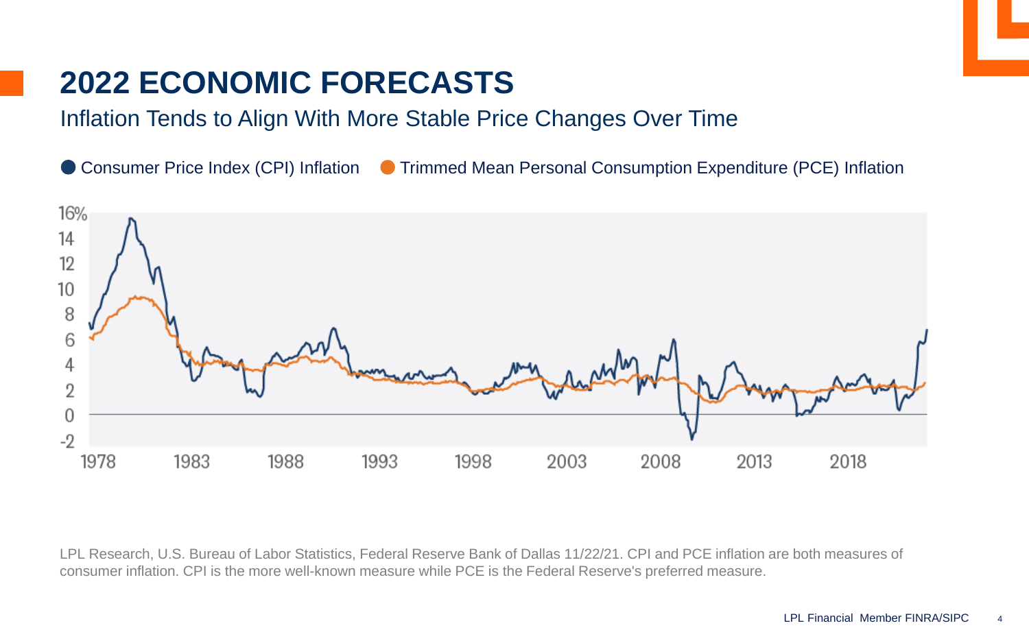# 2022 ECONOMIC FORECASTS

## Inflation Tends to Align With More Stable Price Changes Over Time

Consumer Price Index (CPI) Inflation    Trimmed Mean Personal Consumption Expenditure (PCE) Inflation

LPL Research, U.S. Bureau of Labor Statistics, Federal Reserve Bank of Dallas 11/22/21. CPI and PCE inflation are both measures of consumer inflation. CPI is the more well-known measure while PCE is the Federal Reserve's preferred measure.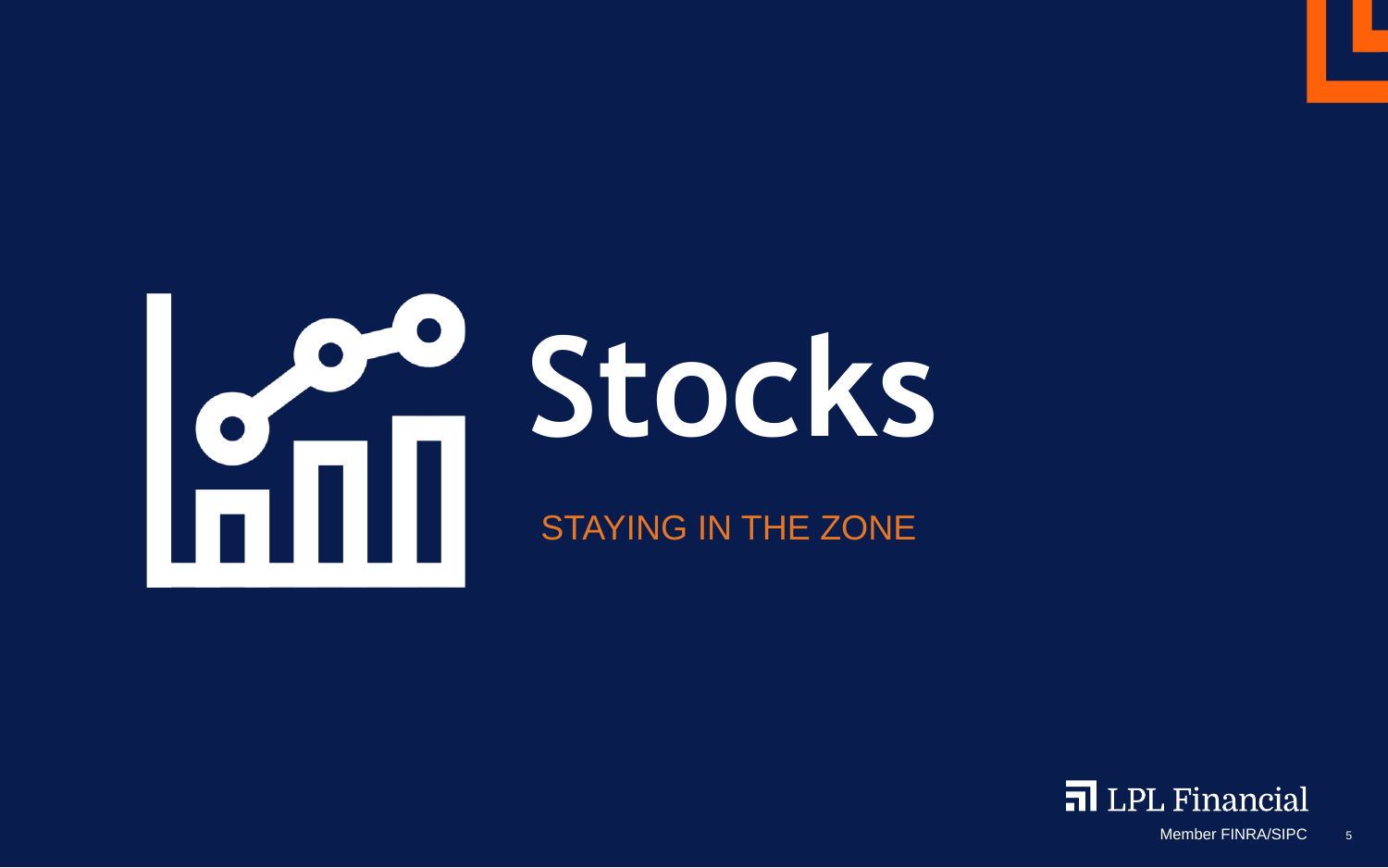# Stocks

STAYING IN THE ZONE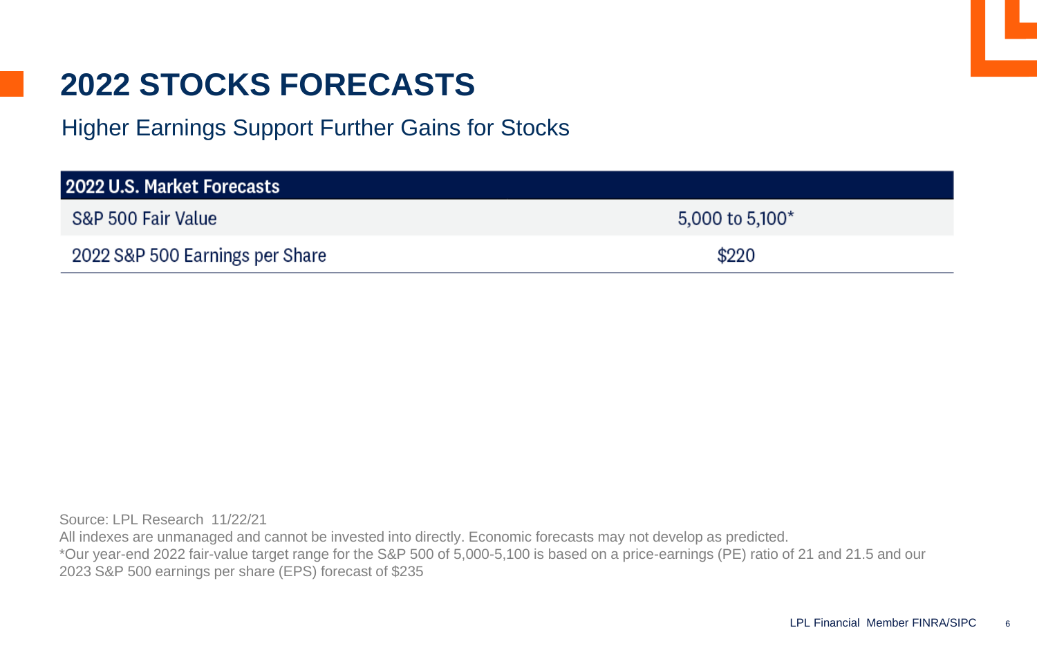# 2022 STOCKS FORECASTS

## Higher Earnings Support Further Gains for Stocks

| 2022 U.S. Market Forecasts | |
|---|---|
| S&P 500 Fair Value | 5,000 to 5,100* |
| 2022 S&P 500 Earnings per Share | $220 |

Source: LPL Research 11/22/21

All indexes are unmanaged and cannot be invested into directly. Economic forecasts may not develop as predicted.

*Our year-end 2022 fair-value target range for the S&P 500 of 5,000-5,100 is based on a price-earnings (PE) ratio of 21 and 21.5 and our 2023 S&P 500 earnings per share (EPS) forecast of $235

LPL Financial Member FINRA/SIPC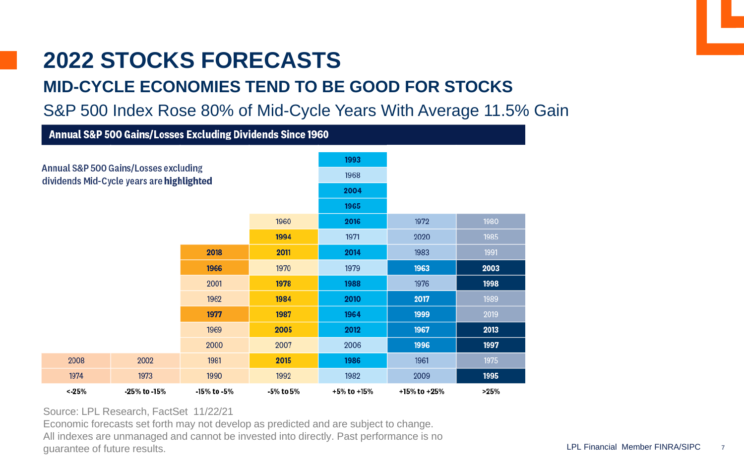# 2022 STOCKS FORECASTS

## MID-CYCLE ECONOMIES TEND TO BE GOOD FOR STOCKS

S&P 500 Index Rose 80% of Mid-Cycle Years With Average 11.5% Gain

**Annual S&P 500 Gains/Losses Excluding Dividends Since 1960**

Annual S&P 500 Gains/Losses excluding dividends Mid-Cycle years are **highlighted**

| <-25% | -25% to -15% | -15% to -5% | -5% to 5% | +5% to +15% | +15% to +25% | >25% |
|---|---|---|---|---|---|---|
| | | | | **1993** | | |
| | | | | 1968 | | |
| | | | | **2004** | | |
| | | | | **1965** | | |
| | | | 1960 | **2016** | 1972 | 1980 |
| | | | **1994** | 1971 | 2020 | 1985 |
| | | **2018** | **2011** | **2014** | 1983 | 1991 |
| | | **1966** | 1970 | 1979 | **1963** | **2003** |
| | | 2001 | **1978** | **1988** | 1976 | **1998** |
| | | 1962 | **1984** | **2010** | **2017** | 1989 |
| | | **1977** | **1987** | **1964** | **1999** | 2019 |
| | | 1969 | **2005** | **2012** | **1967** | **2013** |
| | | 2000 | 2007 | 2006 | **1996** | **1997** |
| 2008 | 2002 | 1981 | **2015** | **1986** | 1961 | 1975 |
| 1974 | 1973 | 1990 | 1992 | 1982 | 2009 | **1995** |

Source: LPL Research, FactSet 11/22/21

Economic forecasts set forth may not develop as predicted and are subject to change.

All indexes are unmanaged and cannot be invested into directly. Past performance is no guarantee of future results.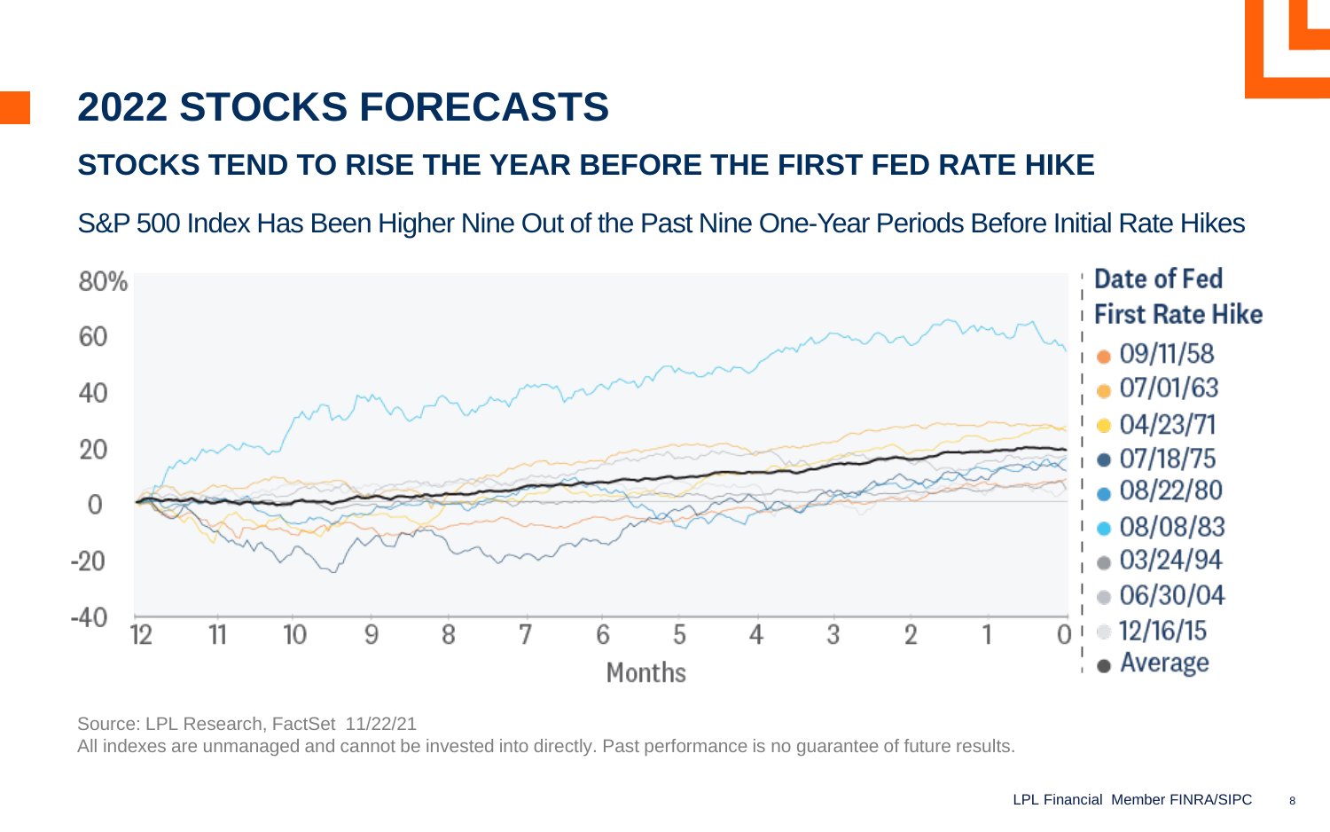# 2022 STOCKS FORECASTS

## STOCKS TEND TO RISE THE YEAR BEFORE THE FIRST FED RATE HIKE

S&P 500 Index Has Been Higher Nine Out of the Past Nine One-Year Periods Before Initial Rate Hikes

Source: LPL Research, FactSet 11/22/21

All indexes are unmanaged and cannot be invested into directly. Past performance is no guarantee of future results.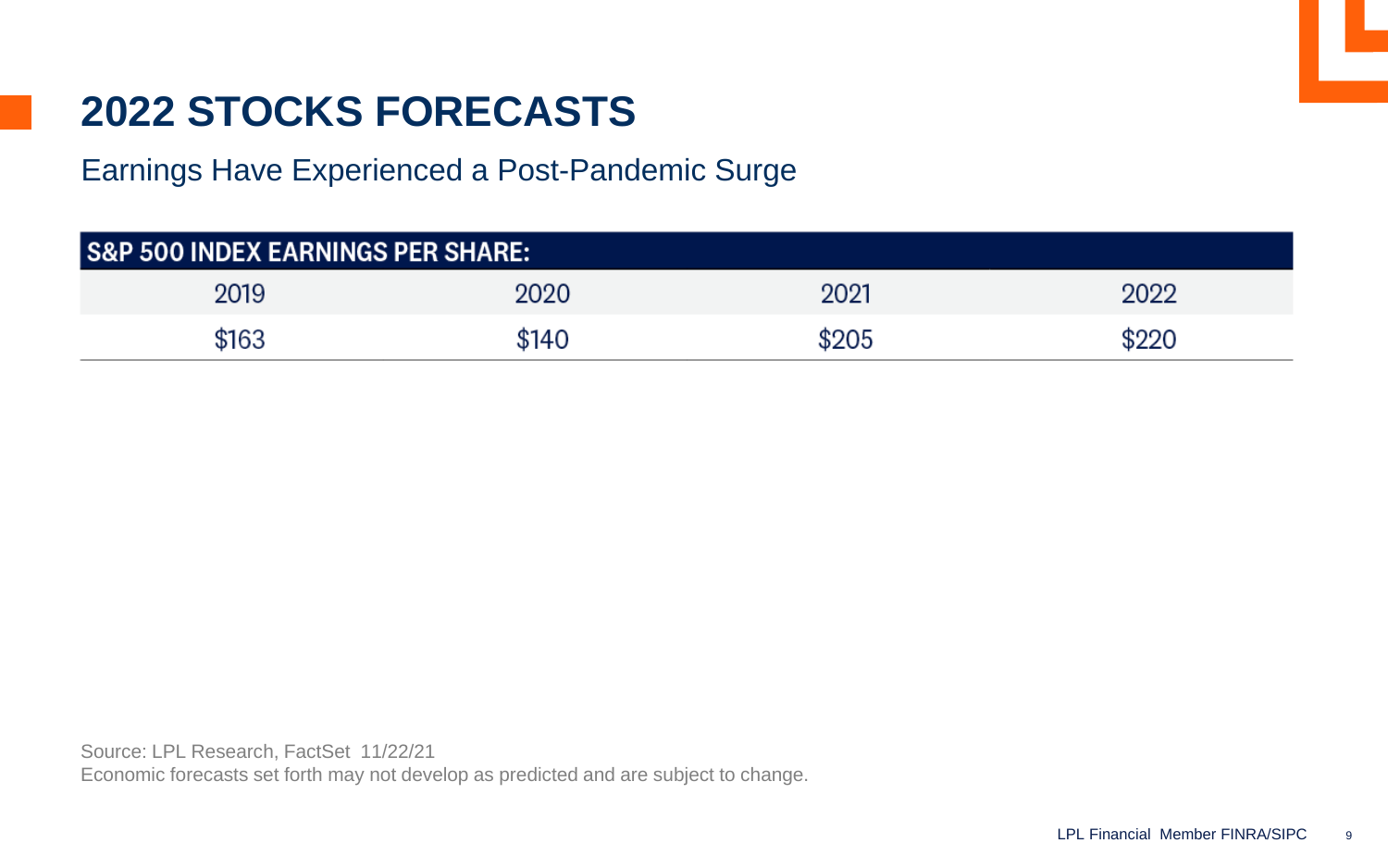# 2022 STOCKS FORECASTS

## Earnings Have Experienced a Post-Pandemic Surge

| S&P 500 INDEX EARNINGS PER SHARE: | | | |
|---|---|---|---|
| 2019 | 2020 | 2021 | 2022 |
| $163 | $140 | $205 | $220 |

Source: LPL Research, FactSet 11/22/21
Economic forecasts set forth may not develop as predicted and are subject to change.

LPL Financial Member FINRA/SIPC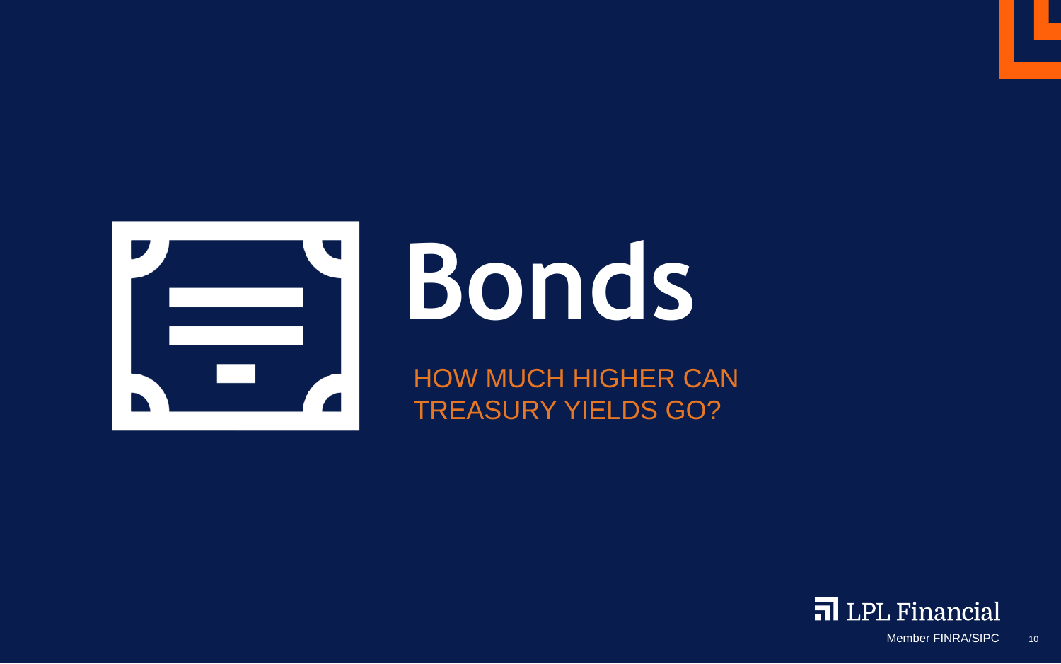# Bonds

HOW MUCH HIGHER CAN TREASURY YIELDS GO?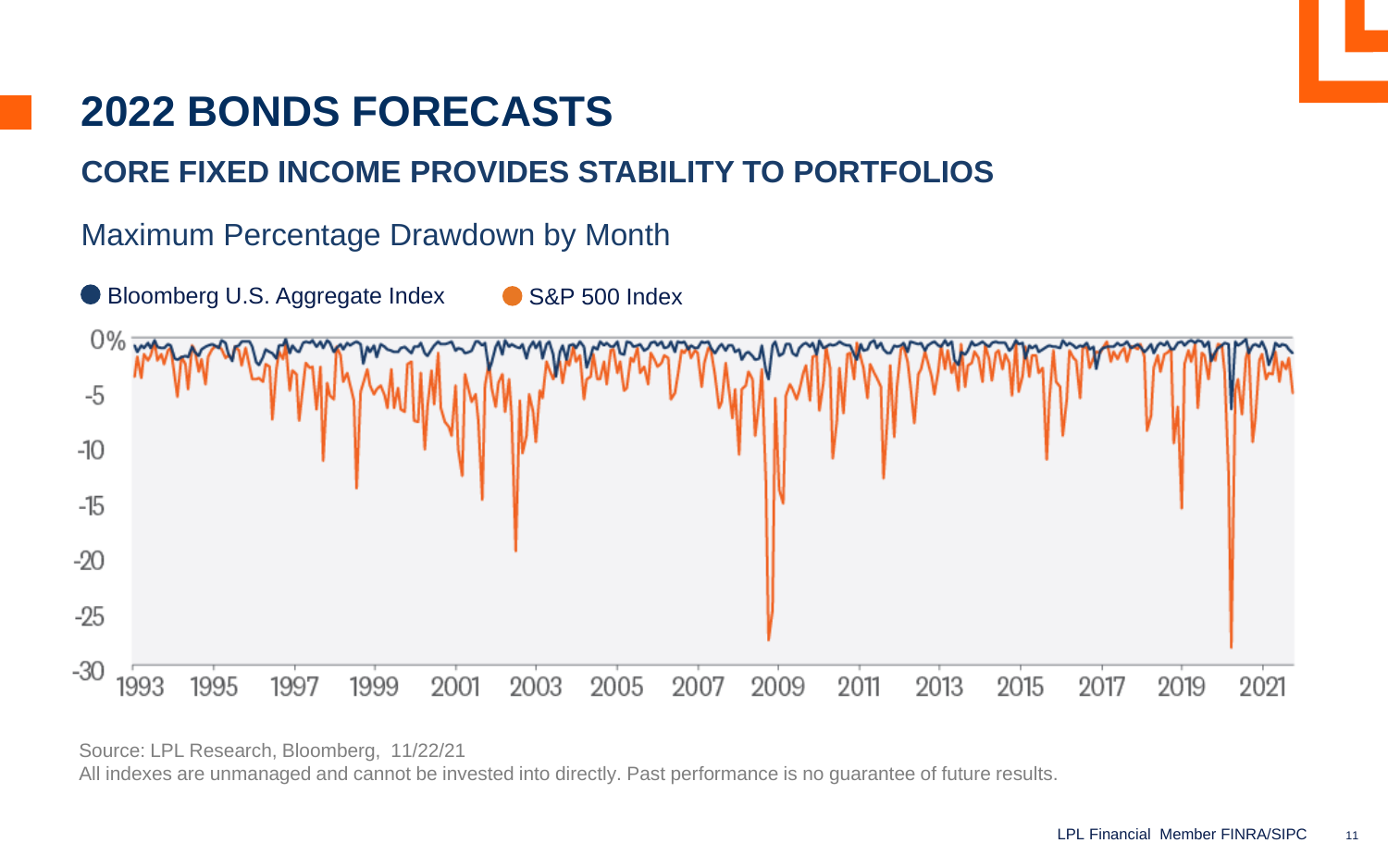# 2022 BONDS FORECASTS

## CORE FIXED INCOME PROVIDES STABILITY TO PORTFOLIOS

Maximum Percentage Drawdown by Month

Bloomberg U.S. Aggregate Index S&P 500 Index

Source: LPL Research, Bloomberg, 11/22/21

All indexes are unmanaged and cannot be invested into directly. Past performance is no guarantee of future results.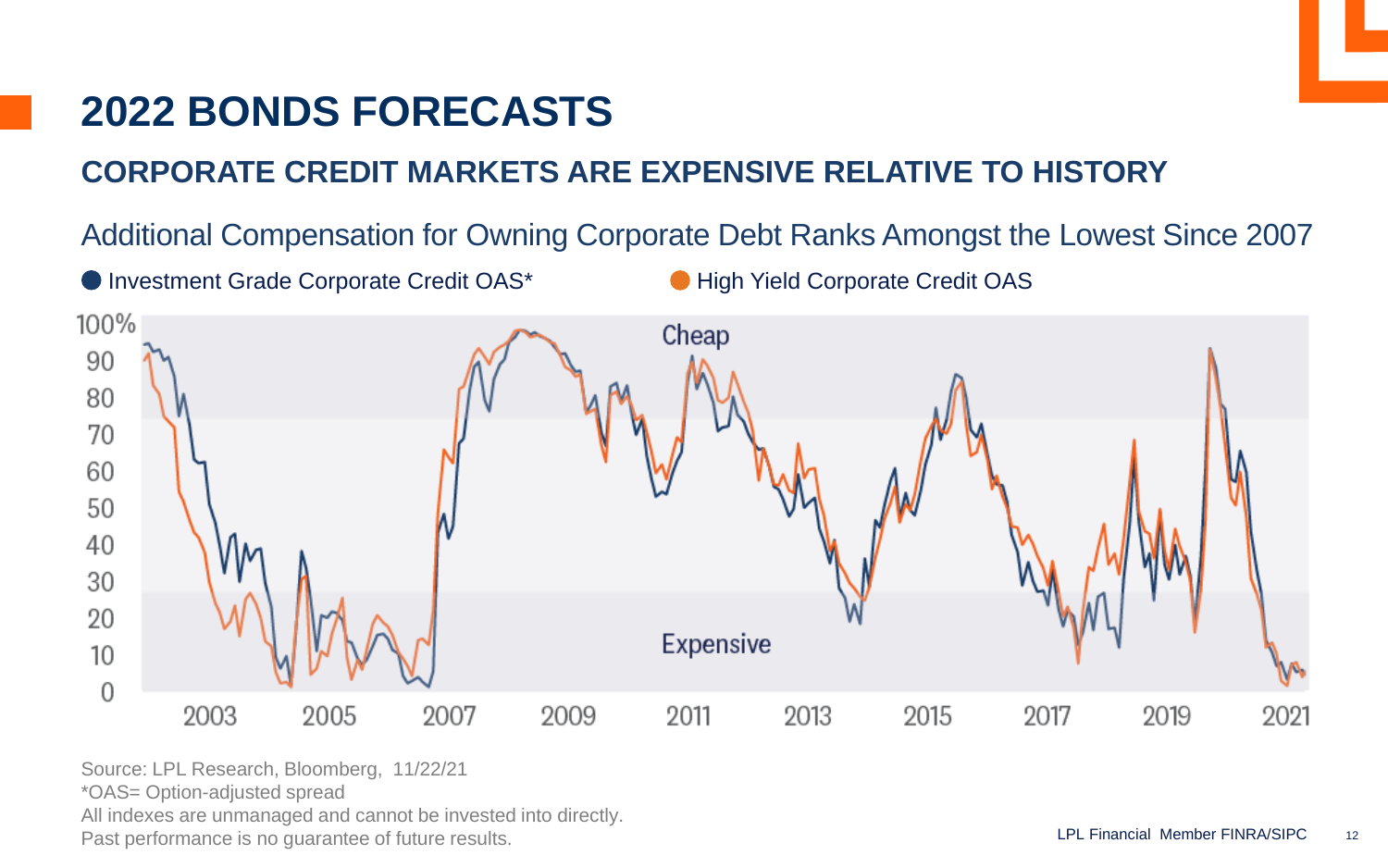# 2022 BONDS FORECASTS

## CORPORATE CREDIT MARKETS ARE EXPENSIVE RELATIVE TO HISTORY

Additional Compensation for Owning Corporate Debt Ranks Amongst the Lowest Since 2007

Investment Grade Corporate Credit OAS*    High Yield Corporate Credit OAS

Source: LPL Research, Bloomberg, 11/22/21
*OAS= Option-adjusted spread
All indexes are unmanaged and cannot be invested into directly.
Past performance is no guarantee of future results.

LPL Financial Member FINRA/SIPC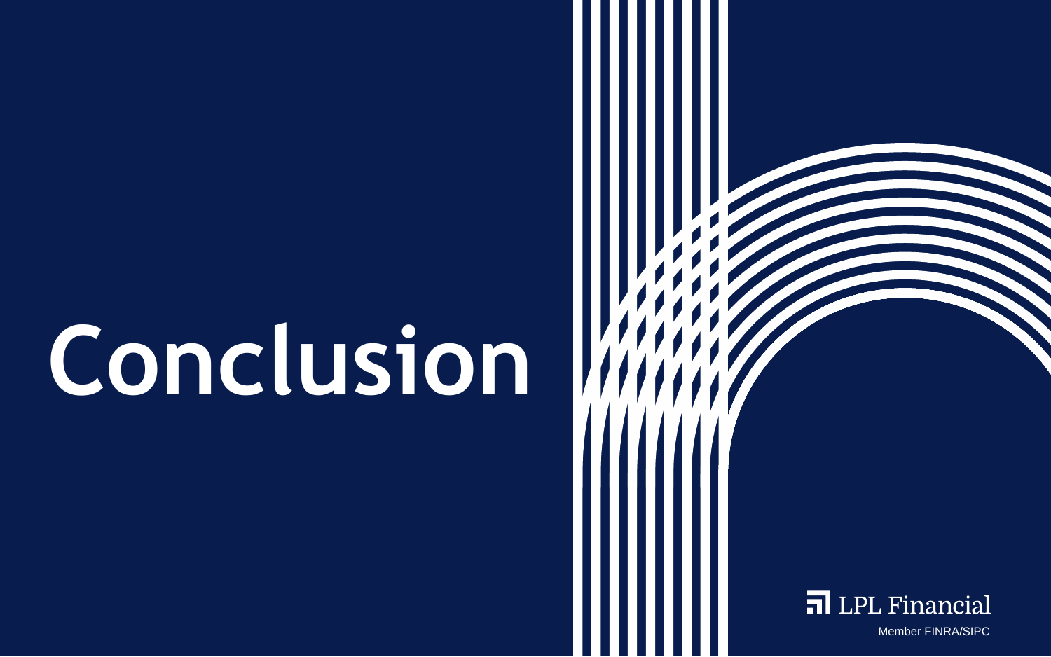# Conclusion

LPL Financial

Member FINRA/SIPC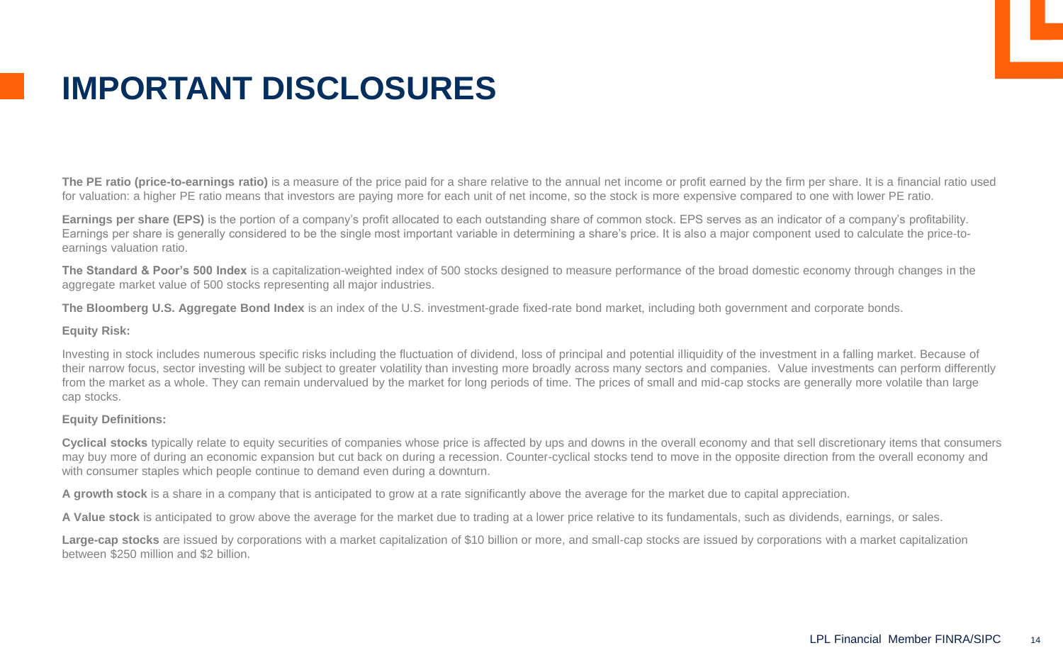# IMPORTANT DISCLOSURES

**The PE ratio (price-to-earnings ratio)** is a measure of the price paid for a share relative to the annual net income or profit earned by the firm per share. It is a financial ratio used for valuation: a higher PE ratio means that investors are paying more for each unit of net income, so the stock is more expensive compared to one with lower PE ratio.

**Earnings per share (EPS)** is the portion of a company's profit allocated to each outstanding share of common stock. EPS serves as an indicator of a company's profitability. Earnings per share is generally considered to be the single most important variable in determining a share's price. It is also a major component used to calculate the price-to-earnings valuation ratio.

**The Standard & Poor's 500 Index** is a capitalization-weighted index of 500 stocks designed to measure performance of the broad domestic economy through changes in the aggregate market value of 500 stocks representing all major industries.

**The Bloomberg U.S. Aggregate Bond Index** is an index of the U.S. investment-grade fixed-rate bond market, including both government and corporate bonds.

**Equity Risk:**

Investing in stock includes numerous specific risks including the fluctuation of dividend, loss of principal and potential illiquidity of the investment in a falling market. Because of their narrow focus, sector investing will be subject to greater volatility than investing more broadly across many sectors and companies. Value investments can perform differently from the market as a whole. They can remain undervalued by the market for long periods of time. The prices of small and mid-cap stocks are generally more volatile than large cap stocks.

**Equity Definitions:**

**Cyclical stocks** typically relate to equity securities of companies whose price is affected by ups and downs in the overall economy and that sell discretionary items that consumers may buy more of during an economic expansion but cut back on during a recession. Counter-cyclical stocks tend to move in the opposite direction from the overall economy and with consumer staples which people continue to demand even during a downturn.

**A growth stock** is a share in a company that is anticipated to grow at a rate significantly above the average for the market due to capital appreciation.

**A Value stock** is anticipated to grow above the average for the market due to trading at a lower price relative to its fundamentals, such as dividends, earnings, or sales.

**Large-cap stocks** are issued by corporations with a market capitalization of $10 billion or more, and small-cap stocks are issued by corporations with a market capitalization between $250 million and $2 billion.

LPL Financial Member FINRA/SIPC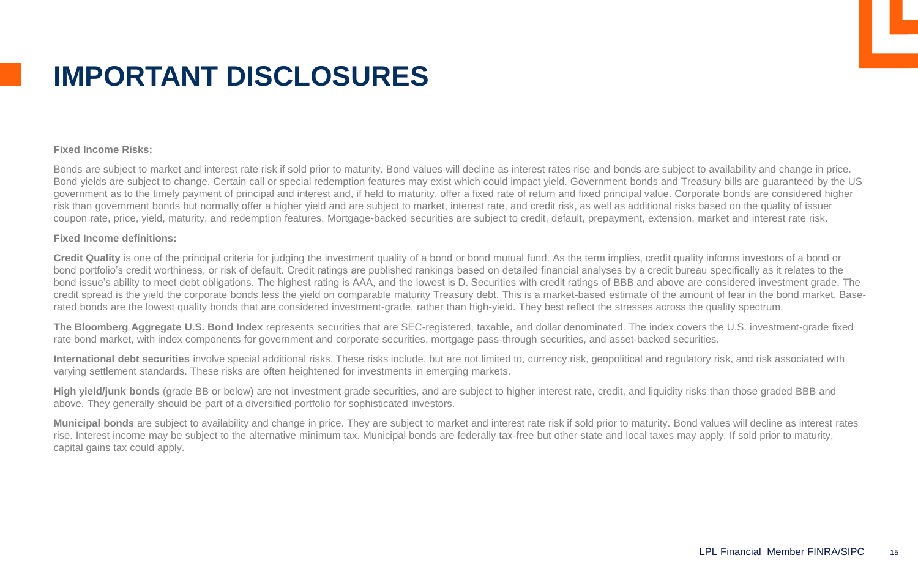# IMPORTANT DISCLOSURES

**Fixed Income Risks:**

Bonds are subject to market and interest rate risk if sold prior to maturity. Bond values will decline as interest rates rise and bonds are subject to availability and change in price. Bond yields are subject to change. Certain call or special redemption features may exist which could impact yield. Government bonds and Treasury bills are guaranteed by the US government as to the timely payment of principal and interest and, if held to maturity, offer a fixed rate of return and fixed principal value. Corporate bonds are considered higher risk than government bonds but normally offer a higher yield and are subject to market, interest rate, and credit risk, as well as additional risks based on the quality of issuer coupon rate, price, yield, maturity, and redemption features. Mortgage-backed securities are subject to credit, default, prepayment, extension, market and interest rate risk.

**Fixed Income definitions:**

**Credit Quality** is one of the principal criteria for judging the investment quality of a bond or bond mutual fund. As the term implies, credit quality informs investors of a bond or bond portfolio's credit worthiness, or risk of default. Credit ratings are published rankings based on detailed financial analyses by a credit bureau specifically as it relates to the bond issue's ability to meet debt obligations. The highest rating is AAA, and the lowest is D. Securities with credit ratings of BBB and above are considered investment grade. The credit spread is the yield the corporate bonds less the yield on comparable maturity Treasury debt. This is a market-based estimate of the amount of fear in the bond market. Base-rated bonds are the lowest quality bonds that are considered investment-grade, rather than high-yield. They best reflect the stresses across the quality spectrum.

**The Bloomberg Aggregate U.S. Bond Index** represents securities that are SEC-registered, taxable, and dollar denominated. The index covers the U.S. investment-grade fixed rate bond market, with index components for government and corporate securities, mortgage pass-through securities, and asset-backed securities.

**International debt securities** involve special additional risks. These risks include, but are not limited to, currency risk, geopolitical and regulatory risk, and risk associated with varying settlement standards. These risks are often heightened for investments in emerging markets.

**High yield/junk bonds** (grade BB or below) are not investment grade securities, and are subject to higher interest rate, credit, and liquidity risks than those graded BBB and above. They generally should be part of a diversified portfolio for sophisticated investors.

**Municipal bonds** are subject to availability and change in price. They are subject to market and interest rate risk if sold prior to maturity. Bond values will decline as interest rates rise. Interest income may be subject to the alternative minimum tax. Municipal bonds are federally tax-free but other state and local taxes may apply. If sold prior to maturity, capital gains tax could apply.

LPL Financial Member FINRA/SIPC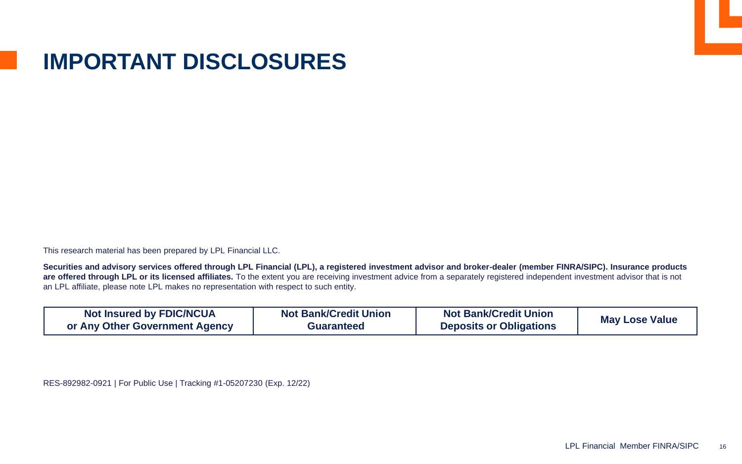# IMPORTANT DISCLOSURES

This research material has been prepared by LPL Financial LLC.

**Securities and advisory services offered through LPL Financial (LPL), a registered investment advisor and broker-dealer (member FINRA/SIPC). Insurance products are offered through LPL or its licensed affiliates.** To the extent you are receiving investment advice from a separately registered independent investment advisor that is not an LPL affiliate, please note LPL makes no representation with respect to such entity.

| | | | |
|---|---|---|---|
| **Not Insured by FDIC/NCUA or Any Other Government Agency** | **Not Bank/Credit Union Guaranteed** | **Not Bank/Credit Union Deposits or Obligations** | **May Lose Value** |

RES-892982-0921 | For Public Use | Tracking #1-05207230 (Exp. 12/22)

LPL Financial Member FINRA/SIPC